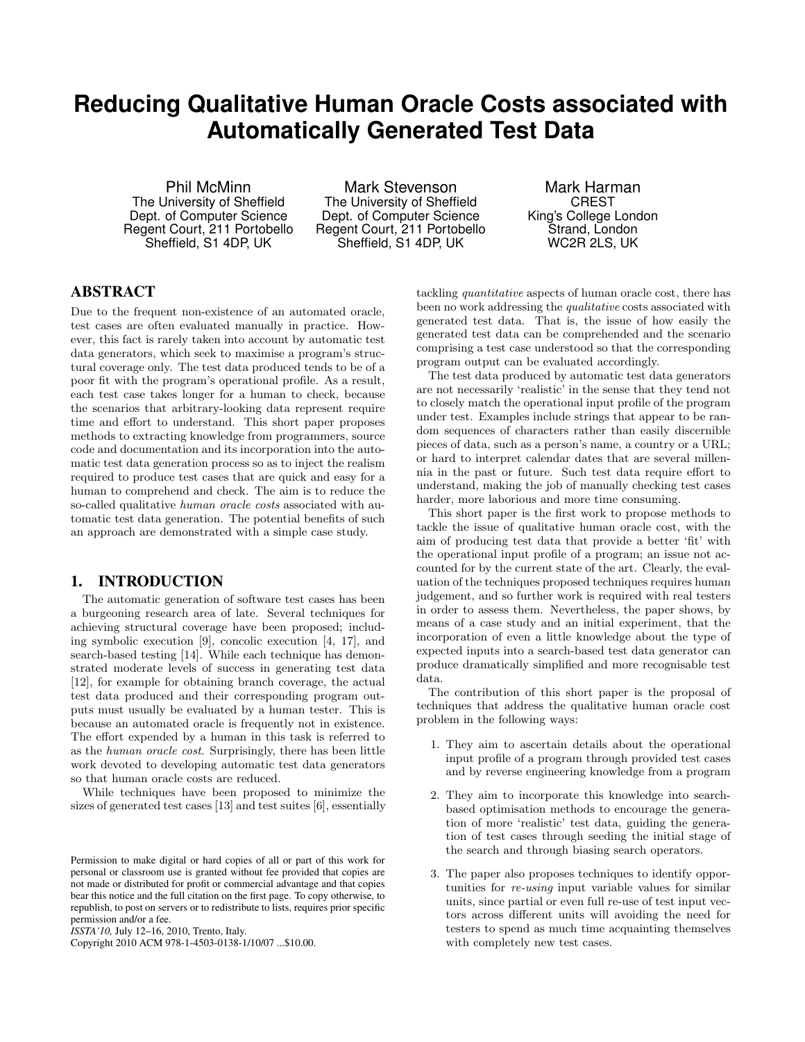# Reducing Qualitative Human Oracle Costs associated with Automatically Generated Test Data

Phil McMinn
The University of Sheffield
Dept. of Computer Science
Regent Court, 211 Portobello
Sheffield, S1 4DP, UK

Mark Stevenson
The University of Sheffield
Dept. of Computer Science
Regent Court, 211 Portobello
Sheffield, S1 4DP, UK

Mark Harman
CREST
King's College London
Strand, London
WC2R 2LS, UK

## ABSTRACT

Due to the frequent non-existence of an automated oracle, test cases are often evaluated manually in practice. However, this fact is rarely taken into account by automatic test data generators, which seek to maximise a program's structural coverage only. The test data produced tends to be of a poor fit with the program's operational profile. As a result, each test case takes longer for a human to check, because the scenarios that arbitrary-looking data represent require time and effort to understand. This short paper proposes methods to extracting knowledge from programmers, source code and documentation and its incorporation into the automatic test data generation process so as to inject the realism required to produce test cases that are quick and easy for a human to comprehend and check. The aim is to reduce the so-called qualitative *human oracle costs* associated with automatic test data generation. The potential benefits of such an approach are demonstrated with a simple case study.

## 1. INTRODUCTION

The automatic generation of software test cases has been a burgeoning research area of late. Several techniques for achieving structural coverage have been proposed; including symbolic execution [9], concolic execution [4, 17], and search-based testing [14]. While each technique has demonstrated moderate levels of success in generating test data [12], for example for obtaining branch coverage, the actual test data produced and their corresponding program outputs must usually be evaluated by a human tester. This is because an automated oracle is frequently not in existence. The effort expended by a human in this task is referred to as the *human oracle cost*. Surprisingly, there has been little work devoted to developing automatic test data generators so that human oracle costs are reduced.

While techniques have been proposed to minimize the sizes of generated test cases [13] and test suites [6], essentially tackling *quantitative* aspects of human oracle cost, there has been no work addressing the *qualitative* costs associated with generated test data. That is, the issue of how easily the generated test data can be comprehended and the scenario comprising a test case understood so that the corresponding program output can be evaluated accordingly.

The test data produced by automatic test data generators are not necessarily 'realistic' in the sense that they tend not to closely match the operational input profile of the program under test. Examples include strings that appear to be random sequences of characters rather than easily discernible pieces of data, such as a person's name, a country or a URL; or hard to interpret calendar dates that are several millennia in the past or future. Such test data require effort to understand, making the job of manually checking test cases harder, more laborious and more time consuming.

This short paper is the first work to propose methods to tackle the issue of qualitative human oracle cost, with the aim of producing test data that provide a better 'fit' with the operational input profile of a program; an issue not accounted for by the current state of the art. Clearly, the evaluation of the techniques proposed techniques requires human judgement, and so further work is required with real testers in order to assess them. Nevertheless, the paper shows, by means of a case study and an initial experiment, that the incorporation of even a little knowledge about the type of expected inputs into a search-based test data generator can produce dramatically simplified and more recognisable test data.

The contribution of this short paper is the proposal of techniques that address the qualitative human oracle cost problem in the following ways:

1. They aim to ascertain details about the operational input profile of a program through provided test cases and by reverse engineering knowledge from a program
2. They aim to incorporate this knowledge into search-based optimisation methods to encourage the generation of more 'realistic' test data, guiding the generation of test cases through seeding the initial stage of the search and through biasing search operators.
3. The paper also proposes techniques to identify opportunities for *re-using* input variable values for similar units, since partial or even full re-use of test input vectors across different units will avoiding the need for testers to spend as much time acquainting themselves with completely new test cases.

Permission to make digital or hard copies of all or part of this work for personal or classroom use is granted without fee provided that copies are not made or distributed for profit or commercial advantage and that copies bear this notice and the full citation on the first page. To copy otherwise, to republish, to post on servers or to redistribute to lists, requires prior specific permission and/or a fee.
*ISSTA'10,* July 12–16, 2010, Trento, Italy.
Copyright 2010 ACM 978-1-4503-0138-1/10/07 ...$10.00.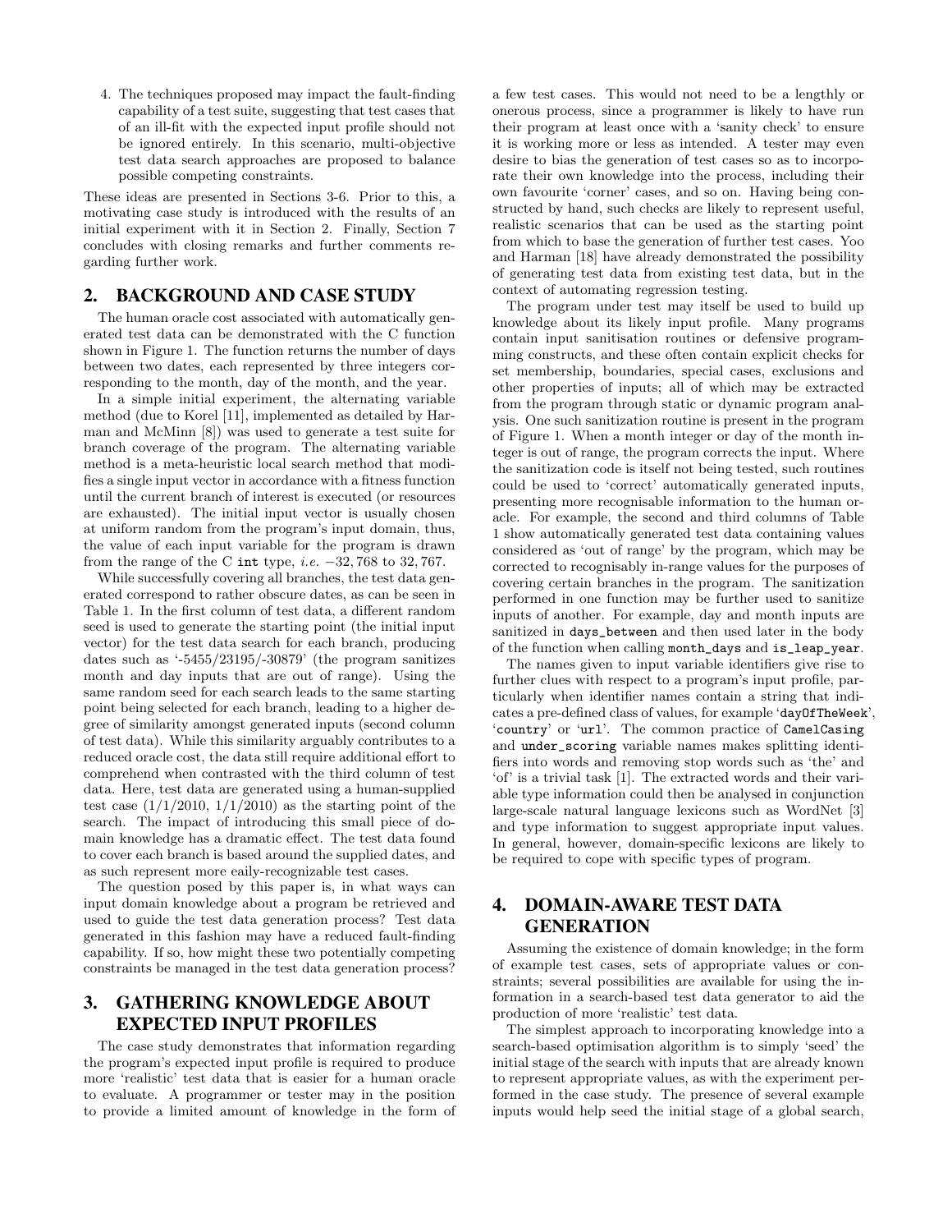4. The techniques proposed may impact the fault-finding capability of a test suite, suggesting that test cases that of an ill-fit with the expected input profile should not be ignored entirely. In this scenario, multi-objective test data search approaches are proposed to balance possible competing constraints.

These ideas are presented in Sections 3-6. Prior to this, a motivating case study is introduced with the results of an initial experiment with it in Section 2. Finally, Section 7 concludes with closing remarks and further comments regarding further work.

## 2. BACKGROUND AND CASE STUDY

The human oracle cost associated with automatically generated test data can be demonstrated with the C function shown in Figure 1. The function returns the number of days between two dates, each represented by three integers corresponding to the month, day of the month, and the year.

In a simple initial experiment, the alternating variable method (due to Korel [11], implemented as detailed by Harman and McMinn [8]) was used to generate a test suite for branch coverage of the program. The alternating variable method is a meta-heuristic local search method that modifies a single input vector in accordance with a fitness function until the current branch of interest is executed (or resources are exhausted). The initial input vector is usually chosen at uniform random from the program's input domain, thus, the value of each input variable for the program is drawn from the range of the C `int` type, *i.e.* $-32,768$ to $32,767$.

While successfully covering all branches, the test data generated correspond to rather obscure dates, as can be seen in Table 1. In the first column of test data, a different random seed is used to generate the starting point (the initial input vector) for the test data search for each branch, producing dates such as '-5455/23195/-30879' (the program sanitizes month and day inputs that are out of range). Using the same random seed for each search leads to the same starting point being selected for each branch, leading to a higher degree of similarity amongst generated inputs (second column of test data). While this similarity arguably contributes to a reduced oracle cost, the data still require additional effort to comprehend when contrasted with the third column of test data. Here, test data are generated using a human-supplied test case (1/1/2010, 1/1/2010) as the starting point of the search. The impact of introducing this small piece of domain knowledge has a dramatic effect. The test data found to cover each branch is based around the supplied dates, and as such represent more eaily-recognizable test cases.

The question posed by this paper is, in what ways can input domain knowledge about a program be retrieved and used to guide the test data generation process? Test data generated in this fashion may have a reduced fault-finding capability. If so, how might these two potentially competing constraints be managed in the test data generation process?

## 3. GATHERING KNOWLEDGE ABOUT EXPECTED INPUT PROFILES

The case study demonstrates that information regarding the program's expected input profile is required to produce more 'realistic' test data that is easier for a human oracle to evaluate. A programmer or tester may in the position to provide a limited amount of knowledge in the form of a few test cases. This would not need to be a lengthly or onerous process, since a programmer is likely to have run their program at least once with a 'sanity check' to ensure it is working more or less as intended. A tester may even desire to bias the generation of test cases so as to incorporate their own knowledge into the process, including their own favourite 'corner' cases, and so on. Having been constructed by hand, such checks are likely to represent useful, realistic scenarios that can be used as the starting point from which to base the generation of further test cases. Yoo and Harman [18] have already demonstrated the possibility of generating test data from existing test data, but in the context of automating regression testing.

The program under test may itself be used to build up knowledge about its likely input profile. Many programs contain input sanitisation routines or defensive programming constructs, and these often contain explicit checks for set membership, boundaries, special cases, exclusions and other properties of inputs; all of which may be extracted from the program through static or dynamic program analysis. One such sanitization routine is present in the program of Figure 1. When a month integer or day of the month integer is out of range, the program corrects the input. Where the sanitization code is itself not being tested, such routines could be used to 'correct' automatically generated inputs, presenting more recognisable information to the human oracle. For example, the second and third columns of Table 1 show automatically generated test data containing values considered as 'out of range' by the program, which may be corrected to recognisably in-range values for the purposes of covering certain branches in the program. The sanitization performed in one function may be further used to sanitize inputs of another. For example, day and month inputs are sanitized in `days_between` and then used later in the body of the function when calling `month_days` and `is_leap_year`.

The names given to input variable identifiers give rise to further clues with respect to a program's input profile, particularly when identifier names contain a string that indicates a pre-defined class of values, for example '`dayOfTheWeek`', '`country`' or '`url`'. The common practice of `CamelCasing` and `under_scoring` variable names makes splitting identifiers into words and removing stop words such as 'the' and 'of' is a trivial task [1]. The extracted words and their variable type information could then be analysed in conjunction large-scale natural language lexicons such as WordNet [3] and type information to suggest appropriate input values. In general, however, domain-specific lexicons are likely to be required to cope with specific types of program.

## 4. DOMAIN-AWARE TEST DATA GENERATION

Assuming the existence of domain knowledge; in the form of example test cases, sets of appropriate values or constraints; several possibilities are available for using the information in a search-based test data generator to aid the production of more 'realistic' test data.

The simplest approach to incorporating knowledge into a search-based optimisation algorithm is to simply 'seed' the initial stage of the search with inputs that are already known to represent appropriate values, as with the experiment performed in the case study. The presence of several example inputs would help seed the initial stage of a global search,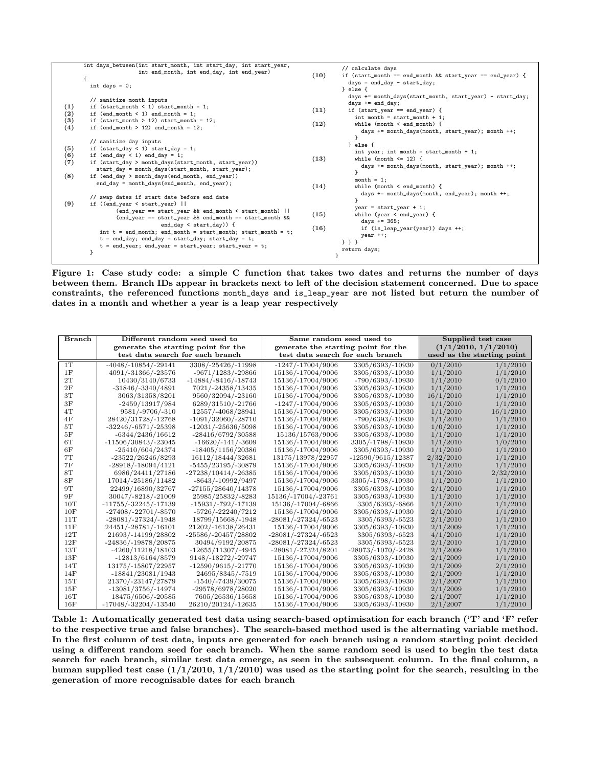```
      int days_between(int start_month, int start_day, int start_year,
                       int end_month, int end_day, int end_year)
      {
        int days = 0;

        // sanitize month inputs
(1)     if (start_month < 1) start_month = 1;
(2)     if (end_month < 1) end_month = 1;
(3)     if (start_month > 12) start_month = 12;
(4)     if (end_month > 12) end_month = 12;

        // sanitize day inputs
(5)     if (start_day < 1) start_day = 1;
(6)     if (end_day < 1) end_day = 1;
(7)     if (start_day > month_days(start_month, start_year))
          start_day = month_days(start_month, start_year);
(8)     if (end_day > month_days(end_month, end_year))
          end_day = month_days(end_month, end_year);

        // swap dates if start date before end date
(9)     if ((end_year < start_year) ||
              (end_year == start_year && end_month < start_month) ||
              (end_year == start_year && end_month == start_month &&
                          end_day < start_day)) {
          int t = end_month; end_month = start_month; start_month = t;
          t = end_day; end_day = start_day; start_day = t;
          t = end_year; end_year = start_year; start_year = t;
        }

        // calculate days
(10)    if (start_month == end_month && start_year == end_year) {
          days = end_day - start_day;
        } else {
          days += month_days(start_month, start_year) - start_day;
          days += end_day;
(11)      if (start_year == end_year) {
            int month = start_month + 1;
(12)        while (month < end_month) {
              days += month_days(month, start_year); month ++;
            }
          } else {
            int year; int month = start_month + 1;
(13)        while (month <= 12) {
              days += month_days(month, start_year); month ++;
            }
            month = 1;
(14)        while (month < end_month) {
              days += month_days(month, end_year); month ++;
            }
            year = start_year + 1;
(15)        while (year < end_year) {
              days += 365;
(16)          if (is_leap_year(year)) days ++;
              year ++;
        } } }
        return days;
      }
```

**Figure 1: Case study code: a simple C function that takes two dates and returns the number of days between them. Branch IDs appear in brackets next to left of the decision statement concerned. Due to space constraints, the referenced functions month_days and is_leap_year are not listed but return the number of dates in a month and whether a year is a leap year respectively**

| Branch | Different random seed used to generate the starting point for the test data search for each branch | | Same random seed used to generate the starting point for the test data search for each branch | | Supplied test case (1/1/2010, 1/1/2010) used as the starting point | |
|---|---|---|---|---|---|---|
| 1T | -4048/-10854/-29141 | 3308/-25426/-11998 | -1247/-17004/9006 | 3305/6393/-10930 | 0/1/2010 | 1/1/2010 |
| 1F | 4091/-31366/-23576 | -9671/1283/-29866 | 15136/-17004/9006 | 3305/6393/-10930 | 1/1/2010 | 1/1/2010 |
| 2T | 10430/3140/6733 | -14884/-8416/-18743 | 15136/-17004/9006 | -790/6393/-10930 | 1/1/2010 | 0/1/2010 |
| 2F | -31846/-3340/4891 | 7021/-24358/13435 | 15136/-17004/9006 | 3305/6393/-10930 | 1/1/2010 | 1/1/2010 |
| 3T | 3063/31358/8201 | 9560/32094/-23160 | 15136/-17004/9006 | 3305/6393/-10930 | 16/1/2010 | 1/1/2010 |
| 3F | -2459/13917/984 | 6289/31510/-21766 | -1247/-17004/9006 | 3305/6393/-10930 | 1/1/2010 | 1/1/2010 |
| 4T | 9581/-9706/-310 | 12557/-4068/28941 | 15136/-17004/9006 | 3305/6393/-10930 | 1/1/2010 | 16/1/2010 |
| 4F | 28420/31728/-12768 | -1091/32060/-28710 | 15136/-17004/9006 | -790/6393/-10930 | 1/1/2010 | 1/1/2010 |
| 5T | -32246/-6571/-25398 | -12031/-25636/5098 | 15136/-17004/9006 | 3305/6393/-10930 | 1/0/2010 | 1/1/2010 |
| 5F | -6344/2436/16612 | -28416/6792/30588 | 15136/15763/9006 | 3305/6393/-10930 | 1/1/2010 | 1/1/2010 |
| 6T | -11506/30843/-23045 | -16620/-141/-3609 | 15136/-17004/9006 | 3305/-1798/-10930 | 1/1/2010 | 1/0/2010 |
| 6F | -25410/604/24374 | -18405/1156/20386 | 15136/-17004/9006 | 3305/6393/-10930 | 1/1/2010 | 1/1/2010 |
| 7T | -23522/26246/8293 | 16112/18444/32681 | 13175/13978/22957 | -12590/9615/12387 | 2/32/2010 | 1/1/2010 |
| 7F | -28918/-18094/4121 | -5455/23195/-30879 | 15136/-17004/9006 | 3305/6393/-10930 | 1/1/2010 | 1/1/2010 |
| 8T | 6986/24411/27186 | -27238/10414/-26385 | 15136/-17004/9006 | 3305/6393/-10930 | 1/1/2010 | 2/32/2010 |
| 8F | 17014/-25186/11482 | -8643/-10992/9497 | 15136/-17004/9006 | 3305/-1798/-10930 | 1/1/2010 | 1/1/2010 |
| 9T | 22499/16890/32767 | -27155/28640/14378 | 15136/-17004/9006 | 3305/6393/-10930 | 2/1/2010 | 1/1/2010 |
| 9F | 30047/-8218/-21009 | 25985/25832/-8283 | 15136/-17004/-23761 | 3305/6393/-10930 | 1/1/2010 | 1/1/2010 |
| 10T | -11755/-32245/-17139 | -15931/-792/-17139 | 15136/-17004/-6866 | 3305/6393/-6866 | 1/1/2010 | 1/1/2010 |
| 10F | -27408/-22701/-8570 | -5726/-22240/7212 | 15136/-17004/9006 | 3305/6393/-10930 | 2/1/2010 | 1/1/2010 |
| 11T | -28081/-27324/-1948 | 18799/15668/-1948 | -28081/-27324/-6523 | 3305/6393/-6523 | 2/1/2010 | 1/1/2010 |
| 11F | 24451/-28781/-16101 | 21202/-16138/26431 | 15136/-17004/9006 | 3305/6393/-10930 | 2/1/2009 | 1/1/2010 |
| 12T | 21693/-14199/28802 | -25586/-20457/28802 | -28081/-27324/-6523 | 3305/6393/-6523 | 4/1/2010 | 1/1/2010 |
| 12F | -24836/-19878/20875 | 30494/9192/20875 | -28081/-27324/-6523 | 3305/6393/-6523 | 2/1/2010 | 1/1/2010 |
| 13T | -4260/11218/18103 | -12655/11307/-4945 | -28081/-27324/8201 | -28073/-1070/-2428 | 2/1/2009 | 1/1/2010 |
| 13F | -12813/6164/8579 | 9148/-18272/-29747 | 15136/-17004/9006 | 3305/6393/-10930 | 2/1/2009 | 1/1/2010 |
| 14T | 13175/-15807/22957 | -12590/9615/-21770 | 15136/-17004/9006 | 3305/6393/-10930 | 2/1/2009 | 2/1/2010 |
| 14F | -18841/23081/1943 | 24695/8345/-7519 | 15136/-17004/9006 | 3305/6393/-10930 | 2/1/2009 | 1/1/2010 |
| 15T | 21370/-23147/27879 | -1540/-7439/30075 | 15136/-17004/9006 | 3305/6393/-10930 | 2/1/2007 | 1/1/2010 |
| 15F | -13081/3756/-14974 | -29578/6978/28020 | 15136/-17004/9006 | 3305/6393/-10930 | 2/1/2009 | 1/1/2010 |
| 16T | 18475/6506/-20585 | 7605/26536/15658 | 15136/-17004/9006 | 3305/6393/-10930 | 2/1/2007 | 1/1/2010 |
| 16F | -17048/-32204/-13540 | 26210/20124/-12635 | 15136/-17004/9006 | 3305/6393/-10930 | 2/1/2007 | 1/1/2010 |

**Table 1: Automatically generated test data using search-based optimisation for each branch ('T' and 'F' refer to the respective true and false branches). The search-based method used is the alternating variable method. In the first column of test data, inputs are generated for each branch using a random starting point decided using a different random seed for each branch. When the same random seed is used to begin the test data search for each branch, similar test data emerge, as seen in the subsequent column. In the final column, a human supplied test case (1/1/2010, 1/1/2010) was used as the starting point for the search, resulting in the generation of more recognisable dates for each branch**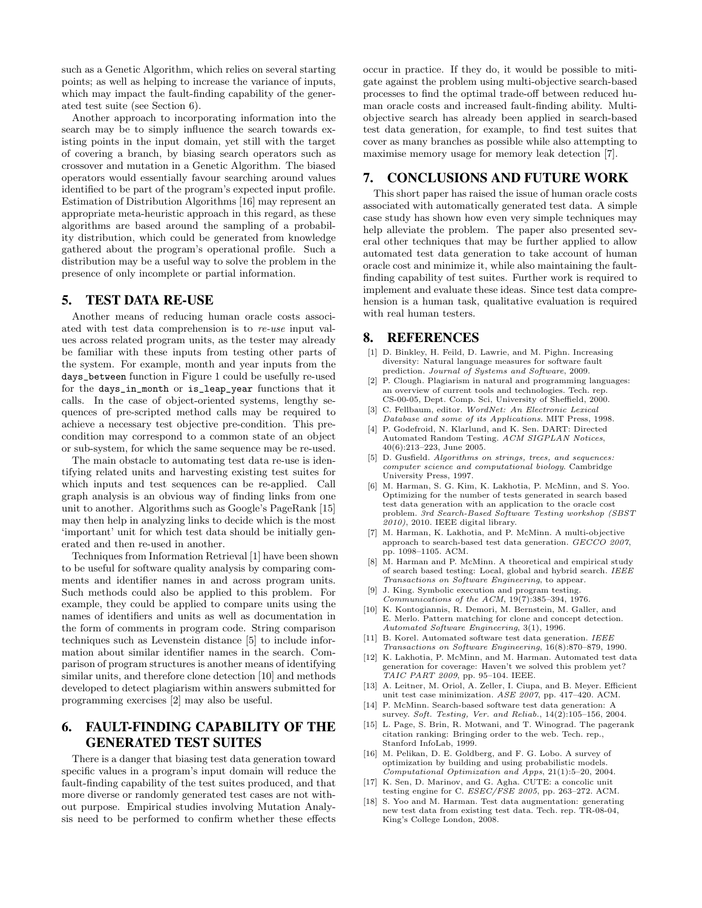such as a Genetic Algorithm, which relies on several starting points; as well as helping to increase the variance of inputs, which may impact the fault-finding capability of the generated test suite (see Section 6).

Another approach to incorporating information into the search may be to simply influence the search towards existing points in the input domain, yet still with the target of covering a branch, by biasing search operators such as crossover and mutation in a Genetic Algorithm. The biased operators would essentially favour searching around values identified to be part of the program's expected input profile. Estimation of Distribution Algorithms [16] may represent an appropriate meta-heuristic approach in this regard, as these algorithms are based around the sampling of a probability distribution, which could be generated from knowledge gathered about the program's operational profile. Such a distribution may be a useful way to solve the problem in the presence of only incomplete or partial information.

## 5. TEST DATA RE-USE

Another means of reducing human oracle costs associated with test data comprehension is to *re-use* input values across related program units, as the tester may already be familiar with these inputs from testing other parts of the system. For example, month and year inputs from the `days_between` function in Figure 1 could be usefully re-used for the `days_in_month` or `is_leap_year` functions that it calls. In the case of object-oriented systems, lengthy sequences of pre-scripted method calls may be required to achieve a necessary test objective pre-condition. This precondition may correspond to a common state of an object or sub-system, for which the same sequence may be re-used.

The main obstacle to automating test data re-use is identifying related units and harvesting existing test suites for which inputs and test sequences can be re-applied. Call graph analysis is an obvious way of finding links from one unit to another. Algorithms such as Google's PageRank [15] may then help in analyzing links to decide which is the most 'important' unit for which test data should be initially generated and then re-used in another.

Techniques from Information Retrieval [1] have been shown to be useful for software quality analysis by comparing comments and identifier names in and across program units. Such methods could also be applied to this problem. For example, they could be applied to compare units using the names of identifiers and units as well as documentation in the form of comments in program code. String comparison techniques such as Levenstein distance [5] to include information about similar identifier names in the search. Comparison of program structures is another means of identifying similar units, and therefore clone detection [10] and methods developed to detect plagiarism within answers submitted for programming exercises [2] may also be useful.

## 6. FAULT-FINDING CAPABILITY OF THE GENERATED TEST SUITES

There is a danger that biasing test data generation toward specific values in a program's input domain will reduce the fault-finding capability of the test suites produced, and that more diverse or randomly generated test cases are not without purpose. Empirical studies involving Mutation Analysis need to be performed to confirm whether these effects occur in practice. If they do, it would be possible to mitigate against the problem using multi-objective search-based processes to find the optimal trade-off between reduced human oracle costs and increased fault-finding ability. Multi-objective search has already been applied in search-based test data generation, for example, to find test suites that cover as many branches as possible while also attempting to maximise memory usage for memory leak detection [7].

## 7. CONCLUSIONS AND FUTURE WORK

This short paper has raised the issue of human oracle costs associated with automatically generated test data. A simple case study has shown how even very simple techniques may help alleviate the problem. The paper also presented several other techniques that may be further applied to allow automated test data generation to take account of human oracle cost and minimize it, while also maintaining the fault-finding capability of test suites. Further work is required to implement and evaluate these ideas. Since test data comprehension is a human task, qualitative evaluation is required with real human testers.

## 8. REFERENCES

[1] D. Binkley, H. Feild, D. Lawrie, and M. Pighn. Increasing diversity: Natural language measures for software fault prediction. *Journal of Systems and Software*, 2009.

[2] P. Clough. Plagiarism in natural and programming languages: an overview of current tools and technologies. Tech. rep. CS-00-05, Dept. Comp. Sci, University of Sheffield, 2000.

[3] C. Fellbaum, editor. *WordNet: An Electronic Lexical Database and some of its Applications*. MIT Press, 1998.

[4] P. Godefroid, N. Klarlund, and K. Sen. DART: Directed Automated Random Testing. *ACM SIGPLAN Notices*, 40(6):213–223, June 2005.

[5] D. Gusfield. *Algorithms on strings, trees, and sequences: computer science and computational biology*. Cambridge University Press, 1997.

[6] M. Harman, S. G. Kim, K. Lakhotia, P. McMinn, and S. Yoo. Optimizing for the number of tests generated in search based test data generation with an application to the oracle cost problem. *3rd Search-Based Software Testing workshop (SBST 2010)*, 2010. IEEE digital library.

[7] M. Harman, K. Lakhotia, and P. McMinn. A multi-objective approach to search-based test data generation. *GECCO 2007*, pp. 1098–1105. ACM.

[8] M. Harman and P. McMinn. A theoretical and empirical study of search based testing: Local, global and hybrid search. *IEEE Transactions on Software Engineering*, to appear.

[9] J. King. Symbolic execution and program testing. *Communications of the ACM*, 19(7):385–394, 1976.

[10] K. Kontogiannis, R. Demori, M. Bernstein, M. Galler, and E. Merlo. Pattern matching for clone and concept detection. *Automated Software Engineering*, 3(1), 1996.

[11] B. Korel. Automated software test data generation. *IEEE Transactions on Software Engineering*, 16(8):870–879, 1990.

[12] K. Lakhotia, P. McMinn, and M. Harman. Automated test data generation for coverage: Haven't we solved this problem yet? *TAIC PART 2009*, pp. 95–104. IEEE.

[13] A. Leitner, M. Oriol, A. Zeller, I. Ciupa, and B. Meyer. Efficient unit test case minimization. *ASE 2007*, pp. 417–420. ACM.

[14] P. McMinn. Search-based software test data generation: A survey. *Soft. Testing, Ver. and Reliab.*, 14(2):105–156, 2004.

[15] L. Page, S. Brin, R. Motwani, and T. Winograd. The pagerank citation ranking: Bringing order to the web. Tech. rep., Stanford InfoLab, 1999.

[16] M. Pelikan, D. E. Goldberg, and F. G. Lobo. A survey of optimization by building and using probabilistic models. *Computational Optimization and Apps*, 21(1):5–20, 2004.

[17] K. Sen, D. Marinov, and G. Agha. CUTE: a concolic unit testing engine for C. *ESEC/FSE 2005*, pp. 263–272. ACM.

[18] S. Yoo and M. Harman. Test data augmentation: generating new test data from existing test data. Tech. rep. TR-08-04, King's College London, 2008.